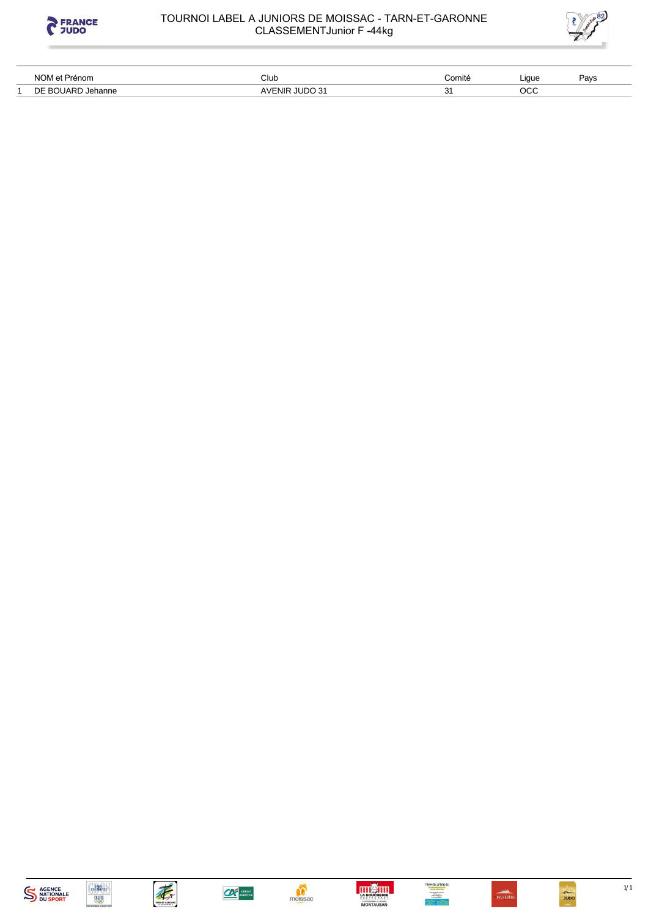# TOURNOI LABEL A JUNIORS DE MOISSAC - TARN-ET-GARONNE

## CLASSEMENTJunior F -44kg

| | NOM et Prénom | Club | Comité | Ligue | Pays |
|---|---|---|---|---|---|
| 1 | DE BOUARD Jehanne | AVENIR JUDO 31 | 31 | OCC | |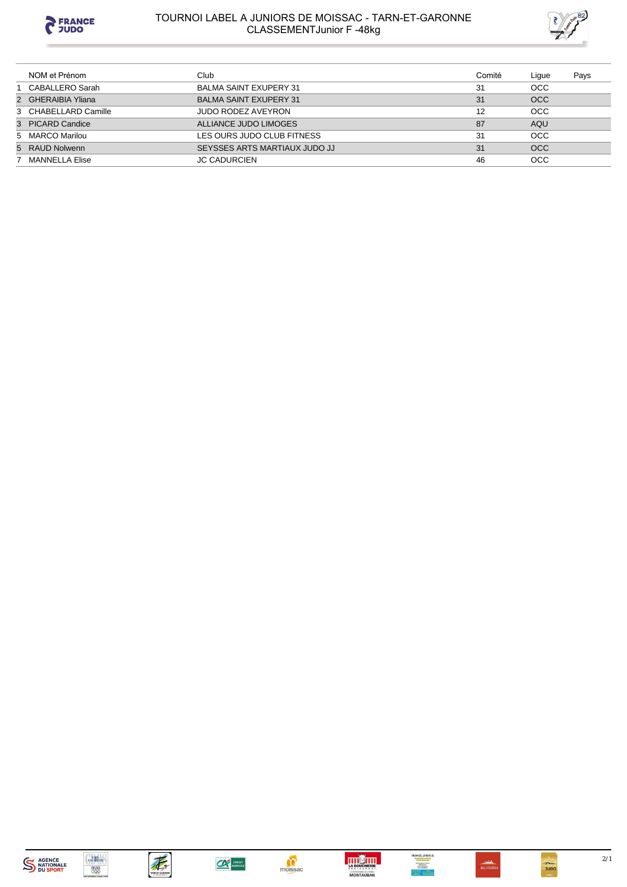# TOURNOI LABEL A JUNIORS DE MOISSAC - TARN-ET-GARONNE

## CLASSEMENTJunior F -48kg

| | NOM et Prénom | Club | Comité | Ligue | Pays |
|---|---|---|---|---|---|
| 1 | CABALLERO Sarah | BALMA SAINT EXUPERY 31 | 31 | OCC | |
| 2 | GHERAIBIA Yliana | BALMA SAINT EXUPERY 31 | 31 | OCC | |
| 3 | CHABELLARD Camille | JUDO RODEZ AVEYRON | 12 | OCC | |
| 3 | PICARD Candice | ALLIANCE JUDO LIMOGES | 87 | AQU | |
| 5 | MARCO Marilou | LES OURS JUDO CLUB FITNESS | 31 | OCC | |
| 5 | RAUD Nolwenn | SEYSSES ARTS MARTIAUX JUDO JJ | 31 | OCC | |
| 7 | MANNELLA Elise | JC CADURCIEN | 46 | OCC | |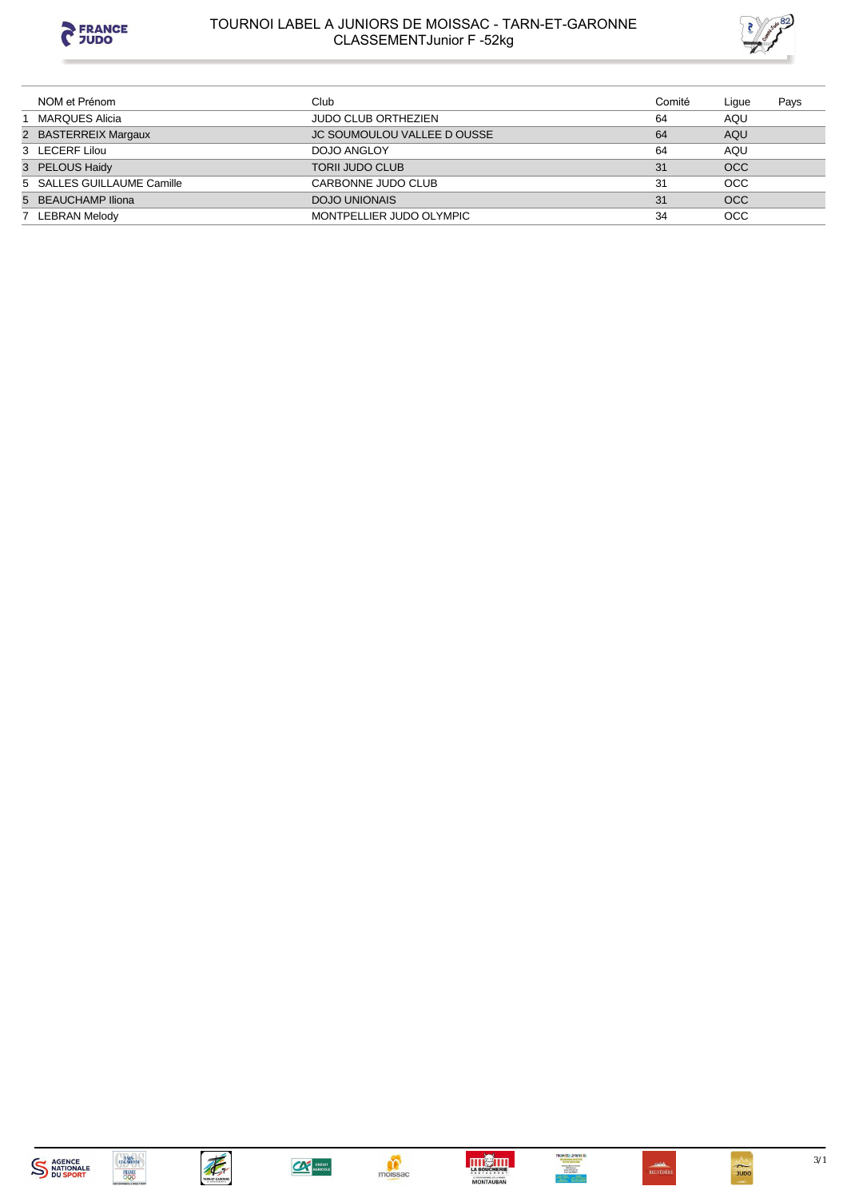# TOURNOI LABEL A JUNIORS DE MOISSAC - TARN-ET-GARONNE
## CLASSEMENTJunior F -52kg

| | NOM et Prénom | Club | Comité | Ligue | Pays |
|---|---|---|---|---|---|
| 1 | MARQUES Alicia | JUDO CLUB ORTHEZIEN | 64 | AQU | |
| 2 | BASTERREIX Margaux | JC SOUMOULOU VALLEE D OUSSE | 64 | AQU | |
| 3 | LECERF Lilou | DOJO ANGLOY | 64 | AQU | |
| 3 | PELOUS Haidy | TORII JUDO CLUB | 31 | OCC | |
| 5 | SALLES GUILLAUME Camille | CARBONNE JUDO CLUB | 31 | OCC | |
| 5 | BEAUCHAMP Iliona | DOJO UNIONAIS | 31 | OCC | |
| 7 | LEBRAN Melody | MONTPELLIER JUDO OLYMPIC | 34 | OCC | |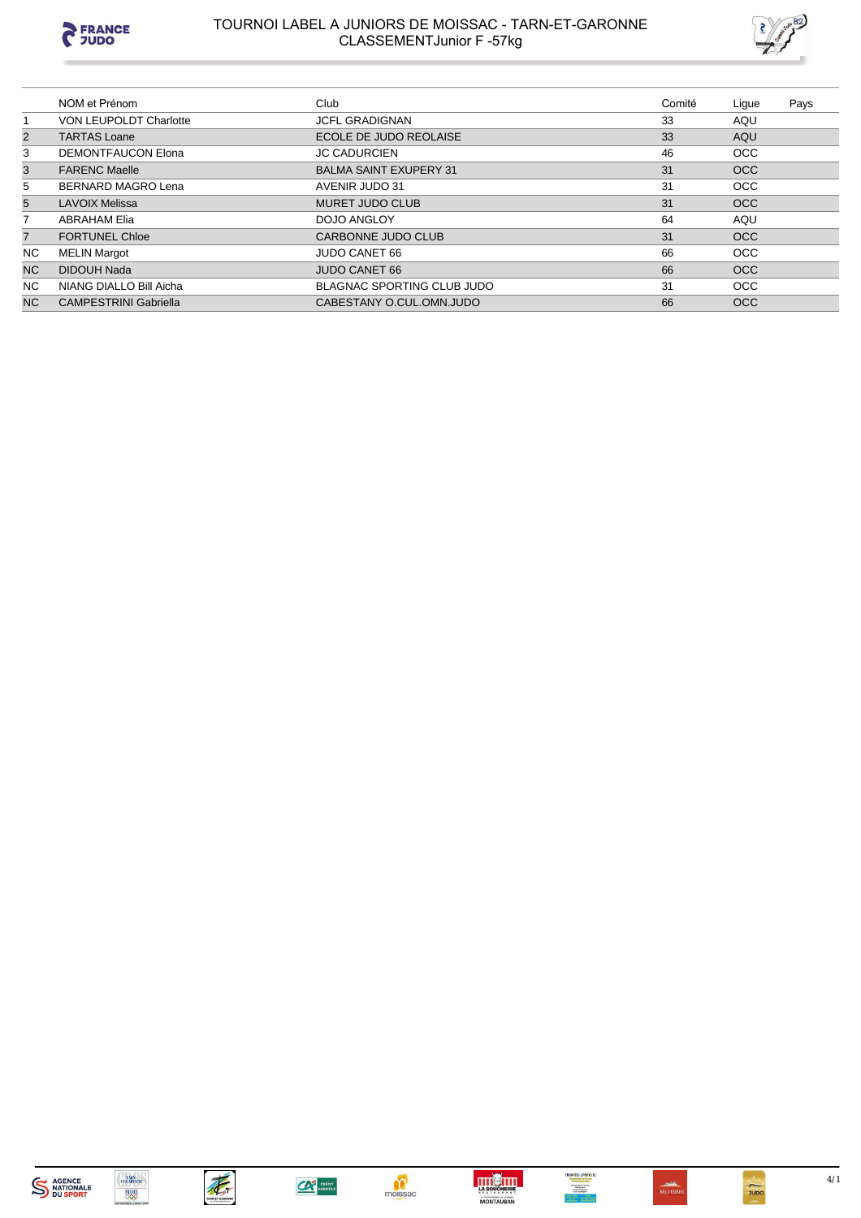# TOURNOI LABEL A JUNIORS DE MOISSAC - TARN-ET-GARONNE

## CLASSEMENTJunior F -57kg

| | NOM et Prénom | Club | Comité | Ligue | Pays |
|---|---|---|---|---|---|
| 1 | VON LEUPOLDT Charlotte | JCFL GRADIGNAN | 33 | AQU | |
| 2 | TARTAS Loane | ECOLE DE JUDO REOLAISE | 33 | AQU | |
| 3 | DEMONTFAUCON Elona | JC CADURCIEN | 46 | OCC | |
| 3 | FARENC Maelle | BALMA SAINT EXUPERY 31 | 31 | OCC | |
| 5 | BERNARD MAGRO Lena | AVENIR JUDO 31 | 31 | OCC | |
| 5 | LAVOIX Melissa | MURET JUDO CLUB | 31 | OCC | |
| 7 | ABRAHAM Elia | DOJO ANGLOY | 64 | AQU | |
| 7 | FORTUNEL Chloe | CARBONNE JUDO CLUB | 31 | OCC | |
| NC | MELIN Margot | JUDO CANET 66 | 66 | OCC | |
| NC | DIDOUH Nada | JUDO CANET 66 | 66 | OCC | |
| NC | NIANG DIALLO Bill Aicha | BLAGNAC SPORTING CLUB JUDO | 31 | OCC | |
| NC | CAMPESTRINI Gabriella | CABESTANY O.CUL.OMN.JUDO | 66 | OCC | |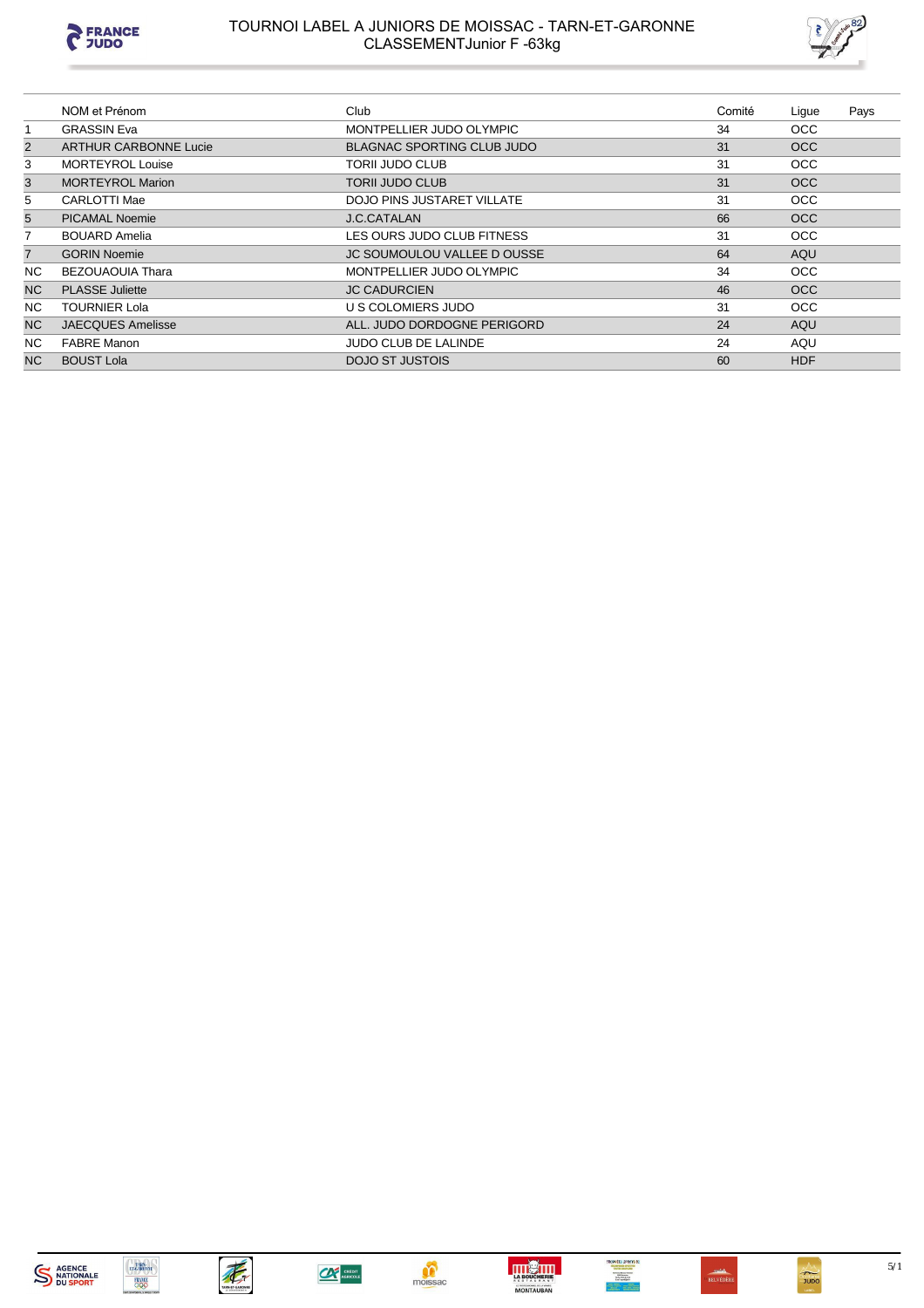# TOURNOI LABEL A JUNIORS DE MOISSAC - TARN-ET-GARONNE
## CLASSEMENTJunior F -63kg

| | NOM et Prénom | Club | Comité | Ligue | Pays |
|---|---|---|---|---|---|
| 1 | GRASSIN Eva | MONTPELLIER JUDO OLYMPIC | 34 | OCC | |
| 2 | ARTHUR CARBONNE Lucie | BLAGNAC SPORTING CLUB JUDO | 31 | OCC | |
| 3 | MORTEYROL Louise | TORII JUDO CLUB | 31 | OCC | |
| 3 | MORTEYROL Marion | TORII JUDO CLUB | 31 | OCC | |
| 5 | CARLOTTI Mae | DOJO PINS JUSTARET VILLATE | 31 | OCC | |
| 5 | PICAMAL Noemie | J.C.CATALAN | 66 | OCC | |
| 7 | BOUARD Amelia | LES OURS JUDO CLUB FITNESS | 31 | OCC | |
| 7 | GORIN Noemie | JC SOUMOULOU VALLEE D OUSSE | 64 | AQU | |
| NC | BEZOUAOUIA Thara | MONTPELLIER JUDO OLYMPIC | 34 | OCC | |
| NC | PLASSE Juliette | JC CADURCIEN | 46 | OCC | |
| NC | TOURNIER Lola | U S COLOMIERS JUDO | 31 | OCC | |
| NC | JAECQUES Amelisse | ALL. JUDO DORDOGNE PERIGORD | 24 | AQU | |
| NC | FABRE Manon | JUDO CLUB DE LALINDE | 24 | AQU | |
| NC | BOUST Lola | DOJO ST JUSTOIS | 60 | HDF | |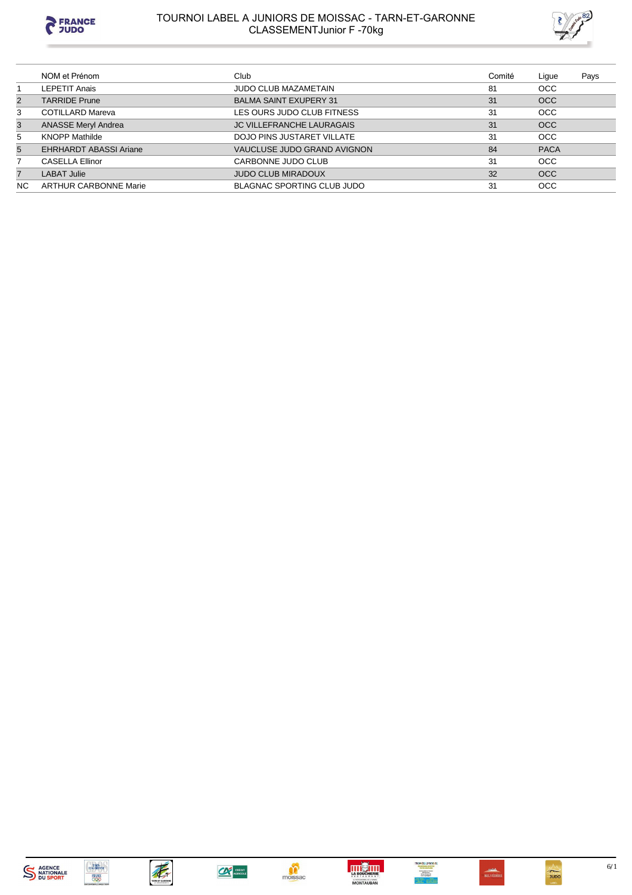# TOURNOI LABEL A JUNIORS DE MOISSAC - TARN-ET-GARONNE

## CLASSEMENTJunior F -70kg

| | NOM et Prénom | Club | Comité | Ligue | Pays |
|---|---|---|---|---|---|
| 1 | LEPETIT Anais | JUDO CLUB MAZAMETAIN | 81 | OCC | |
| 2 | TARRIDE Prune | BALMA SAINT EXUPERY 31 | 31 | OCC | |
| 3 | COTILLARD Mareva | LES OURS JUDO CLUB FITNESS | 31 | OCC | |
| 3 | ANASSE Meryl Andrea | JC VILLEFRANCHE LAURAGAIS | 31 | OCC | |
| 5 | KNOPP Mathilde | DOJO PINS JUSTARET VILLATE | 31 | OCC | |
| 5 | EHRHARDT ABASSI Ariane | VAUCLUSE JUDO GRAND AVIGNON | 84 | PACA | |
| 7 | CASELLA Ellinor | CARBONNE JUDO CLUB | 31 | OCC | |
| 7 | LABAT Julie | JUDO CLUB MIRADOUX | 32 | OCC | |
| NC | ARTHUR CARBONNE Marie | BLAGNAC SPORTING CLUB JUDO | 31 | OCC | |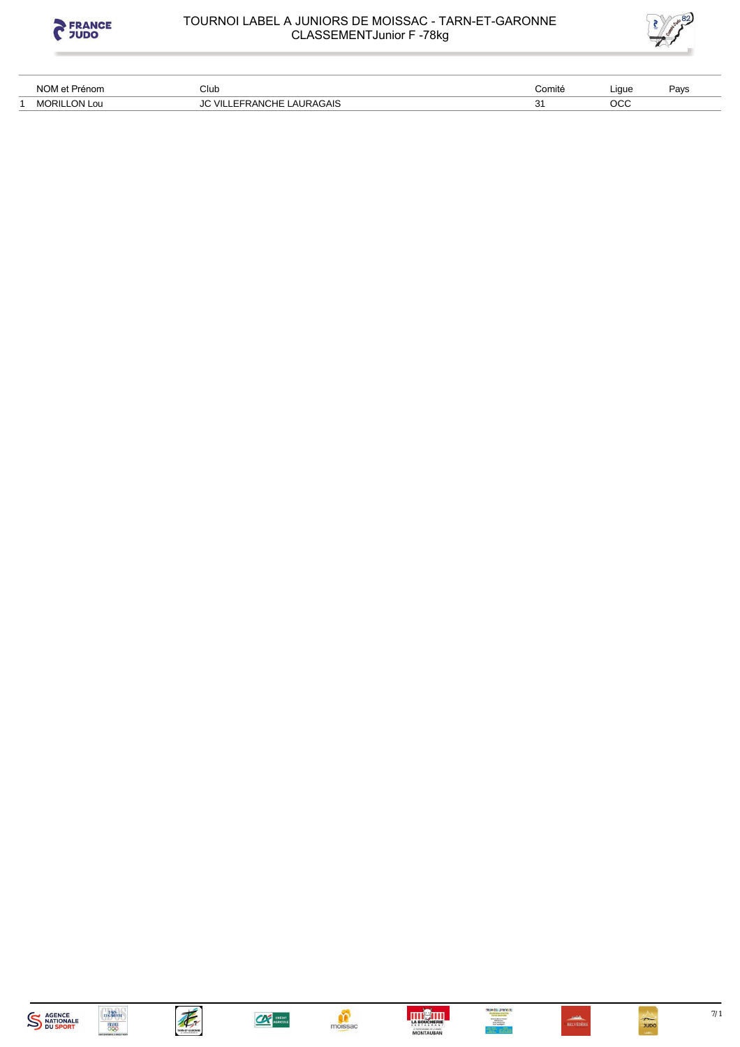# TOURNOI LABEL A JUNIORS DE MOISSAC - TARN-ET-GARONNE

## CLASSEMENTJunior F -78kg

| | NOM et Prénom | Club | Comité | Ligue | Pays |
|---|---|---|---|---|---|
| 1 | MORILLON Lou | JC VILLEFRANCHE LAURAGAIS | 31 | OCC | |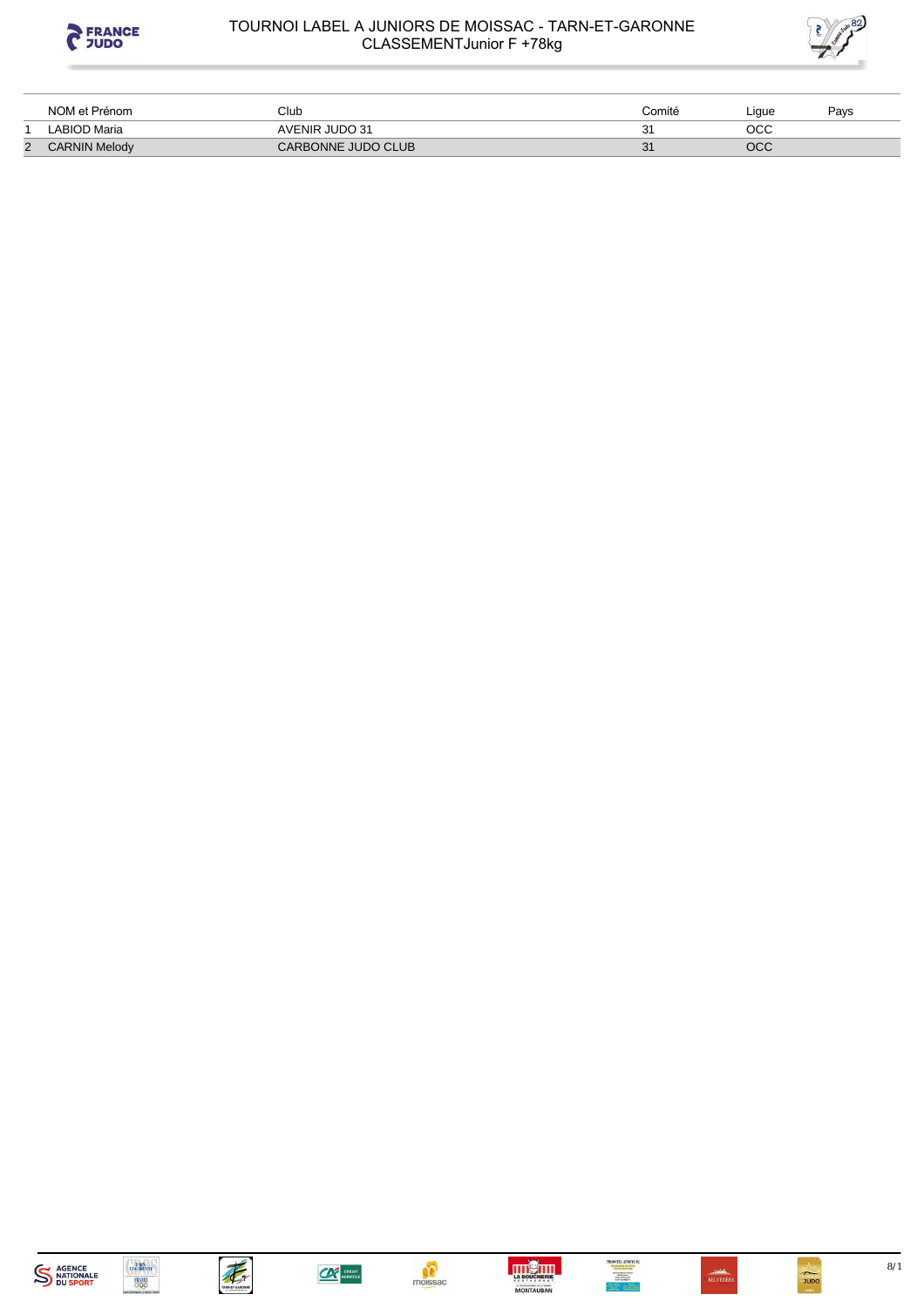# TOURNOI LABEL A JUNIORS DE MOISSAC - TARN-ET-GARONNE

## CLASSEMENTJunior F +78kg

| | NOM et Prénom | Club | Comité | Ligue | Pays |
|---|---|---|---|---|---|
| 1 | LABIOD Maria | AVENIR JUDO 31 | 31 | OCC | |
| 2 | CARNIN Melody | CARBONNE JUDO CLUB | 31 | OCC | |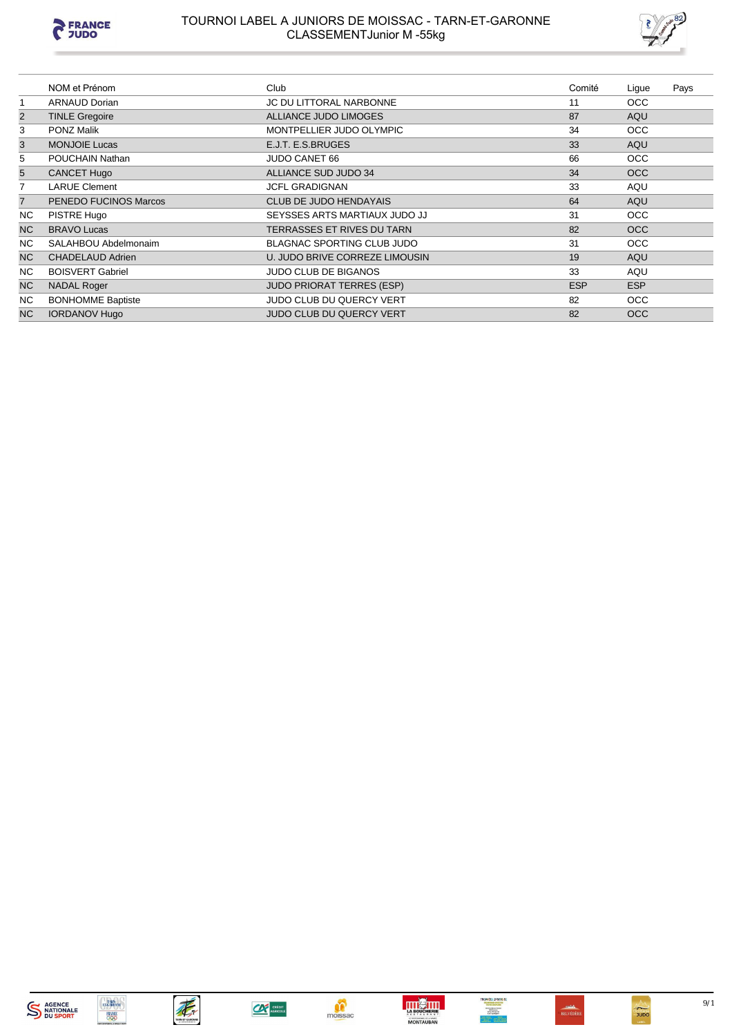# TOURNOI LABEL A JUNIORS DE MOISSAC - TARN-ET-GARONNE

## CLASSEMENTJunior M -55kg

| | NOM et Prénom | Club | Comité | Ligue | Pays |
|---|---|---|---|---|---|
| 1 | ARNAUD Dorian | JC DU LITTORAL NARBONNE | 11 | OCC | |
| 2 | TINLE Gregoire | ALLIANCE JUDO LIMOGES | 87 | AQU | |
| 3 | PONZ Malik | MONTPELLIER JUDO OLYMPIC | 34 | OCC | |
| 3 | MONJOIE Lucas | E.J.T. E.S.BRUGES | 33 | AQU | |
| 5 | POUCHAIN Nathan | JUDO CANET 66 | 66 | OCC | |
| 5 | CANCET Hugo | ALLIANCE SUD JUDO 34 | 34 | OCC | |
| 7 | LARUE Clement | JCFL GRADIGNAN | 33 | AQU | |
| 7 | PENEDO FUCINOS Marcos | CLUB DE JUDO HENDAYAIS | 64 | AQU | |
| NC | PISTRE Hugo | SEYSSES ARTS MARTIAUX JUDO JJ | 31 | OCC | |
| NC | BRAVO Lucas | TERRASSES ET RIVES DU TARN | 82 | OCC | |
| NC | SALAHBOU Abdelmonaim | BLAGNAC SPORTING CLUB JUDO | 31 | OCC | |
| NC | CHADELAUD Adrien | U. JUDO BRIVE CORREZE LIMOUSIN | 19 | AQU | |
| NC | BOISVERT Gabriel | JUDO CLUB DE BIGANOS | 33 | AQU | |
| NC | NADAL Roger | JUDO PRIORAT TERRES (ESP) | ESP | ESP | |
| NC | BONHOMME Baptiste | JUDO CLUB DU QUERCY VERT | 82 | OCC | |
| NC | IORDANOV Hugo | JUDO CLUB DU QUERCY VERT | 82 | OCC | |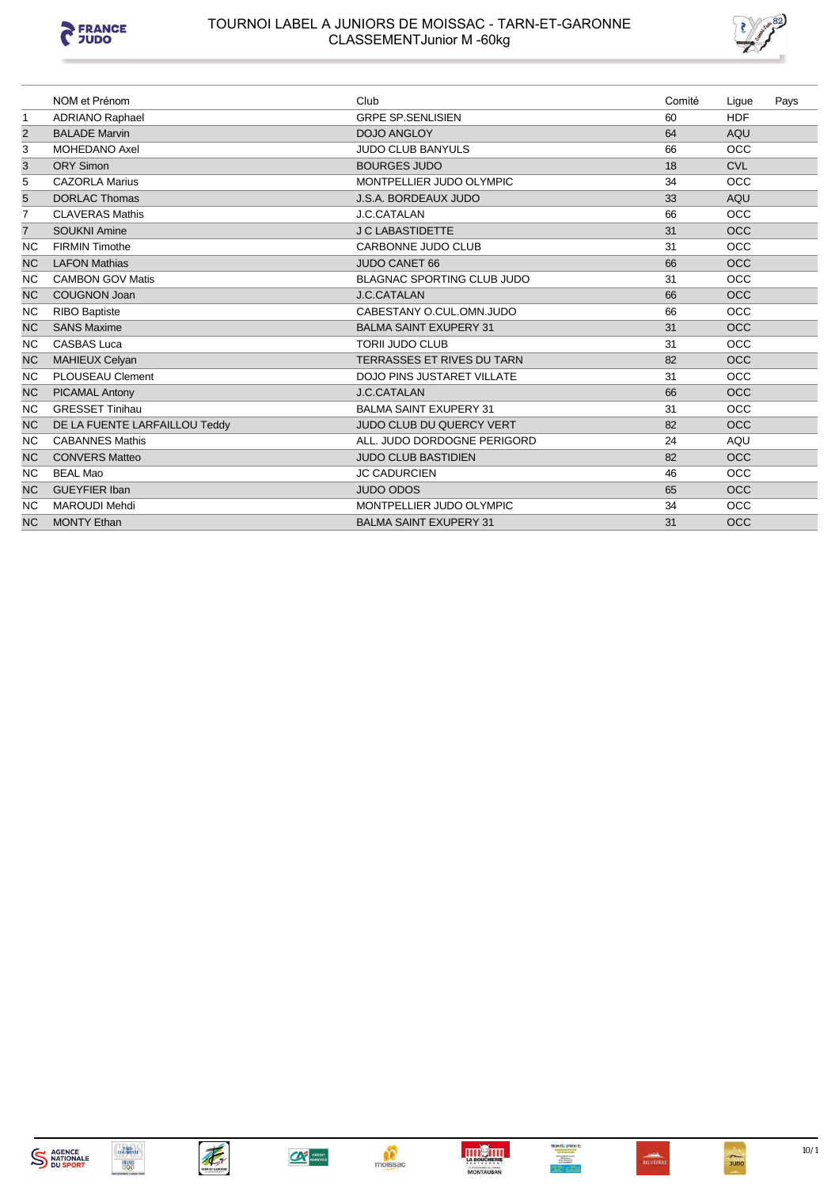# TOURNOI LABEL A JUNIORS DE MOISSAC - TARN-ET-GARONNE
## CLASSEMENTJunior M -60kg

| | NOM et Prénom | Club | Comité | Ligue | Pays |
|---|---|---|---|---|---|
| 1 | ADRIANO Raphael | GRPE SP.SENLISIEN | 60 | HDF | |
| 2 | BALADE Marvin | DOJO ANGLOY | 64 | AQU | |
| 3 | MOHEDANO Axel | JUDO CLUB BANYULS | 66 | OCC | |
| 3 | ORY Simon | BOURGES JUDO | 18 | CVL | |
| 5 | CAZORLA Marius | MONTPELLIER JUDO OLYMPIC | 34 | OCC | |
| 5 | DORLAC Thomas | J.S.A. BORDEAUX JUDO | 33 | AQU | |
| 7 | CLAVERAS Mathis | J.C.CATALAN | 66 | OCC | |
| 7 | SOUKNI Amine | J C LABASTIDETTE | 31 | OCC | |
| NC | FIRMIN Timothe | CARBONNE JUDO CLUB | 31 | OCC | |
| NC | LAFON Mathias | JUDO CANET 66 | 66 | OCC | |
| NC | CAMBON GOV Matis | BLAGNAC SPORTING CLUB JUDO | 31 | OCC | |
| NC | COUGNON Joan | J.C.CATALAN | 66 | OCC | |
| NC | RIBO Baptiste | CABESTANY O.CUL.OMN.JUDO | 66 | OCC | |
| NC | SANS Maxime | BALMA SAINT EXUPERY 31 | 31 | OCC | |
| NC | CASBAS Luca | TORII JUDO CLUB | 31 | OCC | |
| NC | MAHIEUX Celyan | TERRASSES ET RIVES DU TARN | 82 | OCC | |
| NC | PLOUSEAU Clement | DOJO PINS JUSTARET VILLATE | 31 | OCC | |
| NC | PICAMAL Antony | J.C.CATALAN | 66 | OCC | |
| NC | GRESSET Tinihau | BALMA SAINT EXUPERY 31 | 31 | OCC | |
| NC | DE LA FUENTE LARFAILLOU Teddy | JUDO CLUB DU QUERCY VERT | 82 | OCC | |
| NC | CABANNES Mathis | ALL. JUDO DORDOGNE PERIGORD | 24 | AQU | |
| NC | CONVERS Matteo | JUDO CLUB BASTIDIEN | 82 | OCC | |
| NC | BEAL Mao | JC CADURCIEN | 46 | OCC | |
| NC | GUEYFIER Iban | JUDO ODOS | 65 | OCC | |
| NC | MAROUDI Mehdi | MONTPELLIER JUDO OLYMPIC | 34 | OCC | |
| NC | MONTY Ethan | BALMA SAINT EXUPERY 31 | 31 | OCC | |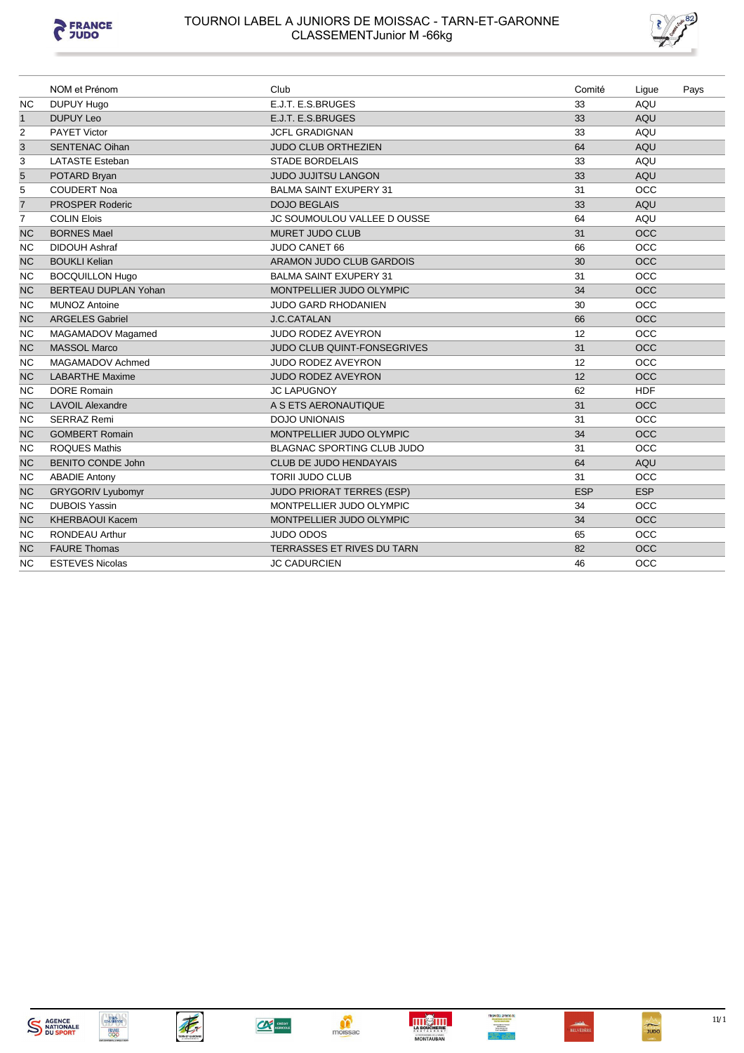# TOURNOI LABEL A JUNIORS DE MOISSAC - TARN-ET-GARONNE

## CLASSEMENTJunior M -66kg

| | NOM et Prénom | Club | Comité | Ligue | Pays |
|---|---|---|---|---|---|
| NC | DUPUY Hugo | E.J.T. E.S.BRUGES | 33 | AQU | |
| 1 | DUPUY Leo | E.J.T. E.S.BRUGES | 33 | AQU | |
| 2 | PAYET Victor | JCFL GRADIGNAN | 33 | AQU | |
| 3 | SENTENAC Oihan | JUDO CLUB ORTHEZIEN | 64 | AQU | |
| 3 | LATASTE Esteban | STADE BORDELAIS | 33 | AQU | |
| 5 | POTARD Bryan | JUDO JUJITSU LANGON | 33 | AQU | |
| 5 | COUDERT Noa | BALMA SAINT EXUPERY 31 | 31 | OCC | |
| 7 | PROSPER Roderic | DOJO BEGLAIS | 33 | AQU | |
| 7 | COLIN Elois | JC SOUMOULOU VALLEE D OUSSE | 64 | AQU | |
| NC | BORNES Mael | MURET JUDO CLUB | 31 | OCC | |
| NC | DIDOUH Ashraf | JUDO CANET 66 | 66 | OCC | |
| NC | BOUKLI Kelian | ARAMON JUDO CLUB GARDOIS | 30 | OCC | |
| NC | BOCQUILLON Hugo | BALMA SAINT EXUPERY 31 | 31 | OCC | |
| NC | BERTEAU DUPLAN Yohan | MONTPELLIER JUDO OLYMPIC | 34 | OCC | |
| NC | MUNOZ Antoine | JUDO GARD RHODANIEN | 30 | OCC | |
| NC | ARGELES Gabriel | J.C.CATALAN | 66 | OCC | |
| NC | MAGAMADOV Magamed | JUDO RODEZ AVEYRON | 12 | OCC | |
| NC | MASSOL Marco | JUDO CLUB QUINT-FONSEGRIVES | 31 | OCC | |
| NC | MAGAMADOV Achmed | JUDO RODEZ AVEYRON | 12 | OCC | |
| NC | LABARTHE Maxime | JUDO RODEZ AVEYRON | 12 | OCC | |
| NC | DORE Romain | JC LAPUGNOY | 62 | HDF | |
| NC | LAVOIL Alexandre | A S ETS AERONAUTIQUE | 31 | OCC | |
| NC | SERRAZ Remi | DOJO UNIONAIS | 31 | OCC | |
| NC | GOMBERT Romain | MONTPELLIER JUDO OLYMPIC | 34 | OCC | |
| NC | ROQUES Mathis | BLAGNAC SPORTING CLUB JUDO | 31 | OCC | |
| NC | BENITO CONDE John | CLUB DE JUDO HENDAYAIS | 64 | AQU | |
| NC | ABADIE Antony | TORII JUDO CLUB | 31 | OCC | |
| NC | GRYGORIV Lyubomyr | JUDO PRIORAT TERRES (ESP) | ESP | ESP | |
| NC | DUBOIS Yassin | MONTPELLIER JUDO OLYMPIC | 34 | OCC | |
| NC | KHERBAOUI Kacem | MONTPELLIER JUDO OLYMPIC | 34 | OCC | |
| NC | RONDEAU Arthur | JUDO ODOS | 65 | OCC | |
| NC | FAURE Thomas | TERRASSES ET RIVES DU TARN | 82 | OCC | |
| NC | ESTEVES Nicolas | JC CADURCIEN | 46 | OCC | |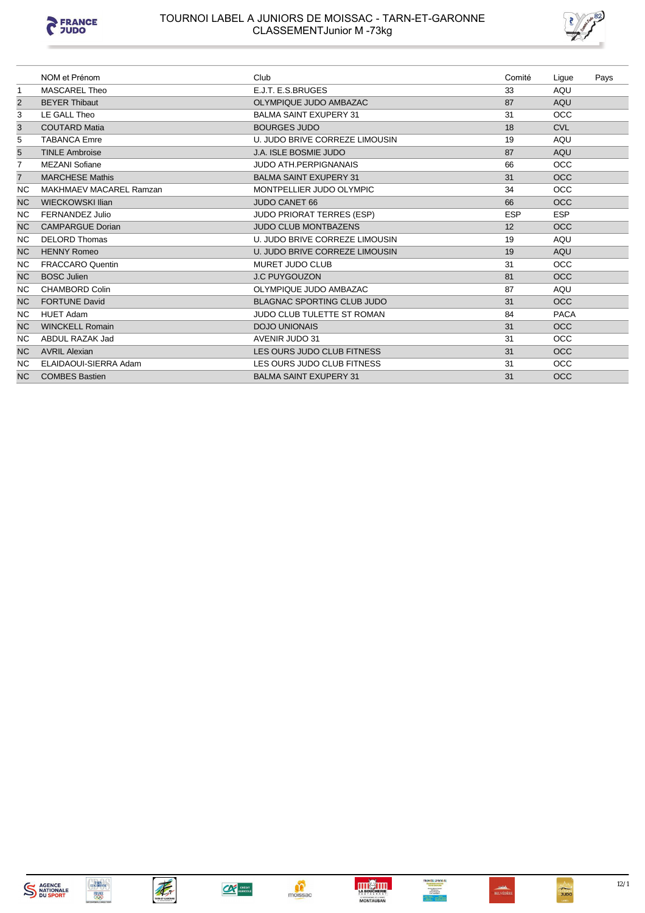# TOURNOI LABEL A JUNIORS DE MOISSAC - TARN-ET-GARONNE
## CLASSEMENTJunior M -73kg

| | NOM et Prénom | Club | Comité | Ligue | Pays |
|---|---|---|---|---|---|
| 1 | MASCAREL Theo | E.J.T. E.S.BRUGES | 33 | AQU | |
| 2 | BEYER Thibaut | OLYMPIQUE JUDO AMBAZAC | 87 | AQU | |
| 3 | LE GALL Theo | BALMA SAINT EXUPERY 31 | 31 | OCC | |
| 3 | COUTARD Matia | BOURGES JUDO | 18 | CVL | |
| 5 | TABANCA Emre | U. JUDO BRIVE CORREZE LIMOUSIN | 19 | AQU | |
| 5 | TINLE Ambroise | J.A. ISLE BOSMIE JUDO | 87 | AQU | |
| 7 | MEZANI Sofiane | JUDO ATH.PERPIGNANAIS | 66 | OCC | |
| 7 | MARCHESE Mathis | BALMA SAINT EXUPERY 31 | 31 | OCC | |
| NC | MAKHMAEV MACAREL Ramzan | MONTPELLIER JUDO OLYMPIC | 34 | OCC | |
| NC | WIECKOWSKI Ilian | JUDO CANET 66 | 66 | OCC | |
| NC | FERNANDEZ Julio | JUDO PRIORAT TERRES (ESP) | ESP | ESP | |
| NC | CAMPARGUE Dorian | JUDO CLUB MONTBAZENS | 12 | OCC | |
| NC | DELORD Thomas | U. JUDO BRIVE CORREZE LIMOUSIN | 19 | AQU | |
| NC | HENNY Romeo | U. JUDO BRIVE CORREZE LIMOUSIN | 19 | AQU | |
| NC | FRACCARO Quentin | MURET JUDO CLUB | 31 | OCC | |
| NC | BOSC Julien | J.C PUYGOUZON | 81 | OCC | |
| NC | CHAMBORD Colin | OLYMPIQUE JUDO AMBAZAC | 87 | AQU | |
| NC | FORTUNE David | BLAGNAC SPORTING CLUB JUDO | 31 | OCC | |
| NC | HUET Adam | JUDO CLUB TULETTE ST ROMAN | 84 | PACA | |
| NC | WINCKELL Romain | DOJO UNIONAIS | 31 | OCC | |
| NC | ABDUL RAZAK Jad | AVENIR JUDO 31 | 31 | OCC | |
| NC | AVRIL Alexian | LES OURS JUDO CLUB FITNESS | 31 | OCC | |
| NC | ELAIDAOUI-SIERRA Adam | LES OURS JUDO CLUB FITNESS | 31 | OCC | |
| NC | COMBES Bastien | BALMA SAINT EXUPERY 31 | 31 | OCC | |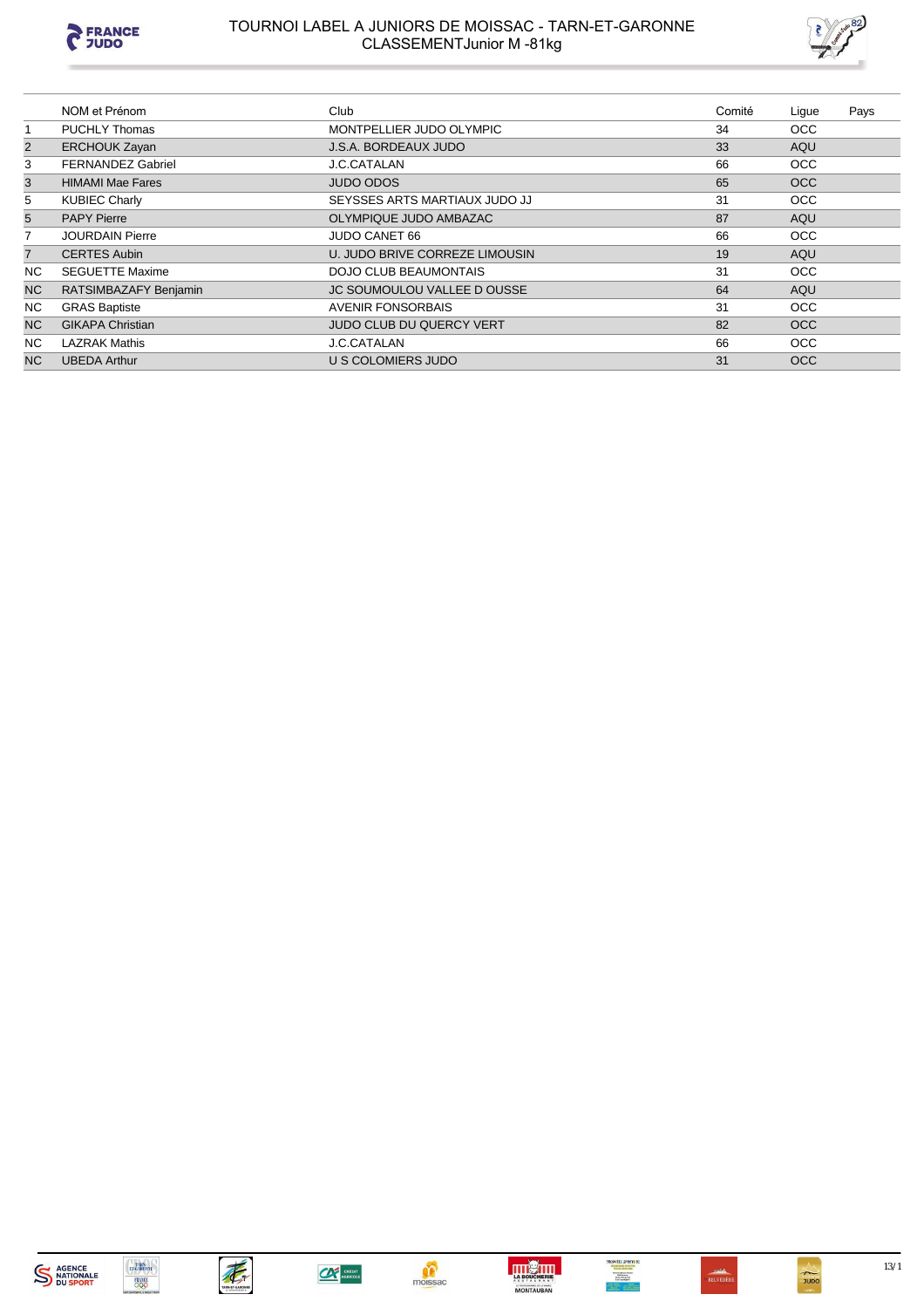# TOURNOI LABEL A JUNIORS DE MOISSAC - TARN-ET-GARONNE
## CLASSEMENTJunior M -81kg

| | NOM et Prénom | Club | Comité | Ligue | Pays |
|---|---|---|---|---|---|
| 1 | PUCHLY Thomas | MONTPELLIER JUDO OLYMPIC | 34 | OCC | |
| 2 | ERCHOUK Zayan | J.S.A. BORDEAUX JUDO | 33 | AQU | |
| 3 | FERNANDEZ Gabriel | J.C.CATALAN | 66 | OCC | |
| 3 | HIMAMI Mae Fares | JUDO ODOS | 65 | OCC | |
| 5 | KUBIEC Charly | SEYSSES ARTS MARTIAUX JUDO JJ | 31 | OCC | |
| 5 | PAPY Pierre | OLYMPIQUE JUDO AMBAZAC | 87 | AQU | |
| 7 | JOURDAIN Pierre | JUDO CANET 66 | 66 | OCC | |
| 7 | CERTES Aubin | U. JUDO BRIVE CORREZE LIMOUSIN | 19 | AQU | |
| NC | SEGUETTE Maxime | DOJO CLUB BEAUMONTAIS | 31 | OCC | |
| NC | RATSIMBAZAFY Benjamin | JC SOUMOULOU VALLEE D OUSSE | 64 | AQU | |
| NC | GRAS Baptiste | AVENIR FONSORBAIS | 31 | OCC | |
| NC | GIKAPA Christian | JUDO CLUB DU QUERCY VERT | 82 | OCC | |
| NC | LAZRAK Mathis | J.C.CATALAN | 66 | OCC | |
| NC | UBEDA Arthur | U S COLOMIERS JUDO | 31 | OCC | |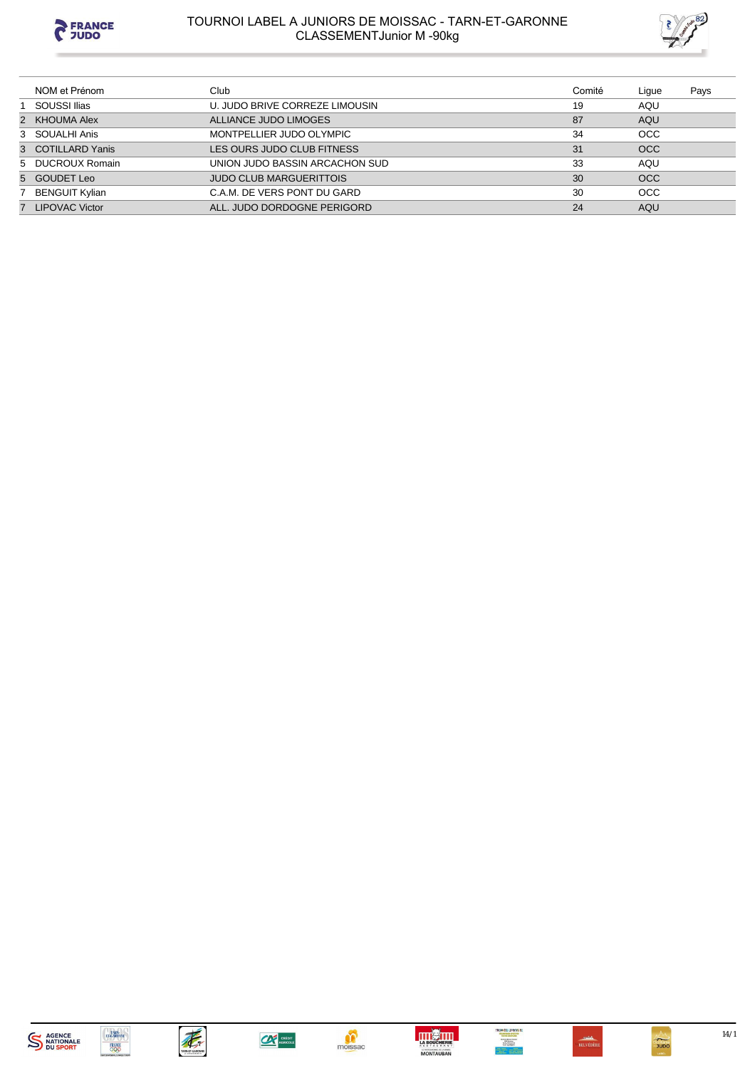# TOURNOI LABEL A JUNIORS DE MOISSAC - TARN-ET-GARONNE

## CLASSEMENTJunior M -90kg

| | NOM et Prénom | Club | Comité | Ligue | Pays |
|---|---|---|---|---|---|
| 1 | SOUSSI Ilias | U. JUDO BRIVE CORREZE LIMOUSIN | 19 | AQU | |
| 2 | KHOUMA Alex | ALLIANCE JUDO LIMOGES | 87 | AQU | |
| 3 | SOUALHI Anis | MONTPELLIER JUDO OLYMPIC | 34 | OCC | |
| 3 | COTILLARD Yanis | LES OURS JUDO CLUB FITNESS | 31 | OCC | |
| 5 | DUCROUX Romain | UNION JUDO BASSIN ARCACHON SUD | 33 | AQU | |
| 5 | GOUDET Leo | JUDO CLUB MARGUERITTOIS | 30 | OCC | |
| 7 | BENGUIT Kylian | C.A.M. DE VERS PONT DU GARD | 30 | OCC | |
| 7 | LIPOVAC Victor | ALL. JUDO DORDOGNE PERIGORD | 24 | AQU | |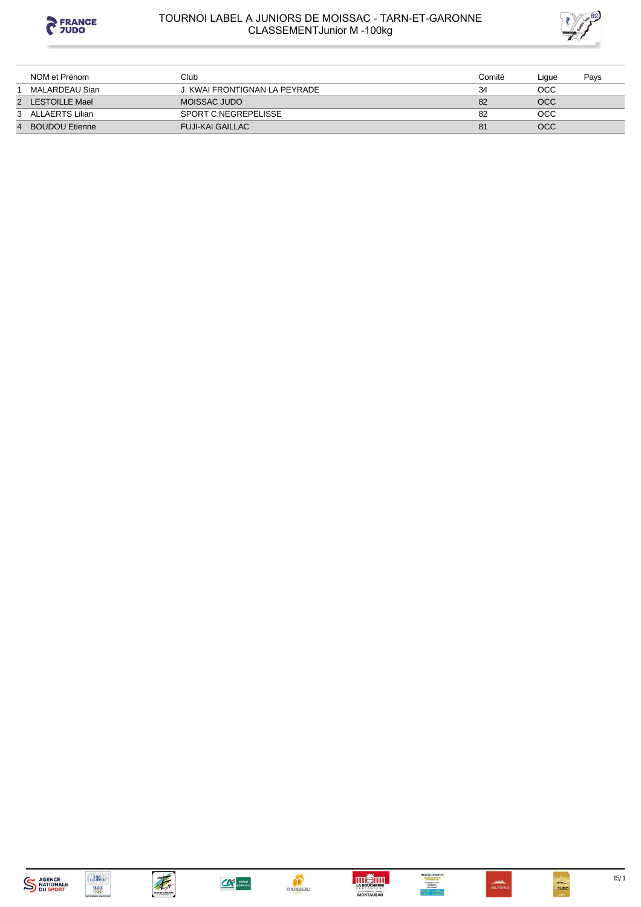# TOURNOI LABEL A JUNIORS DE MOISSAC - TARN-ET-GARONNE
## CLASSEMENTJunior M -100kg

| | NOM et Prénom | Club | Comité | Ligue | Pays |
|---|---|---|---|---|---|
| 1 | MALARDEAU Sian | J. KWAI FRONTIGNAN LA PEYRADE | 34 | OCC | |
| 2 | LESTOILLE Mael | MOISSAC JUDO | 82 | OCC | |
| 3 | ALLAERTS Lilian | SPORT C.NEGREPELISSE | 82 | OCC | |
| 4 | BOUDOU Etienne | FUJI-KAI GAILLAC | 81 | OCC | |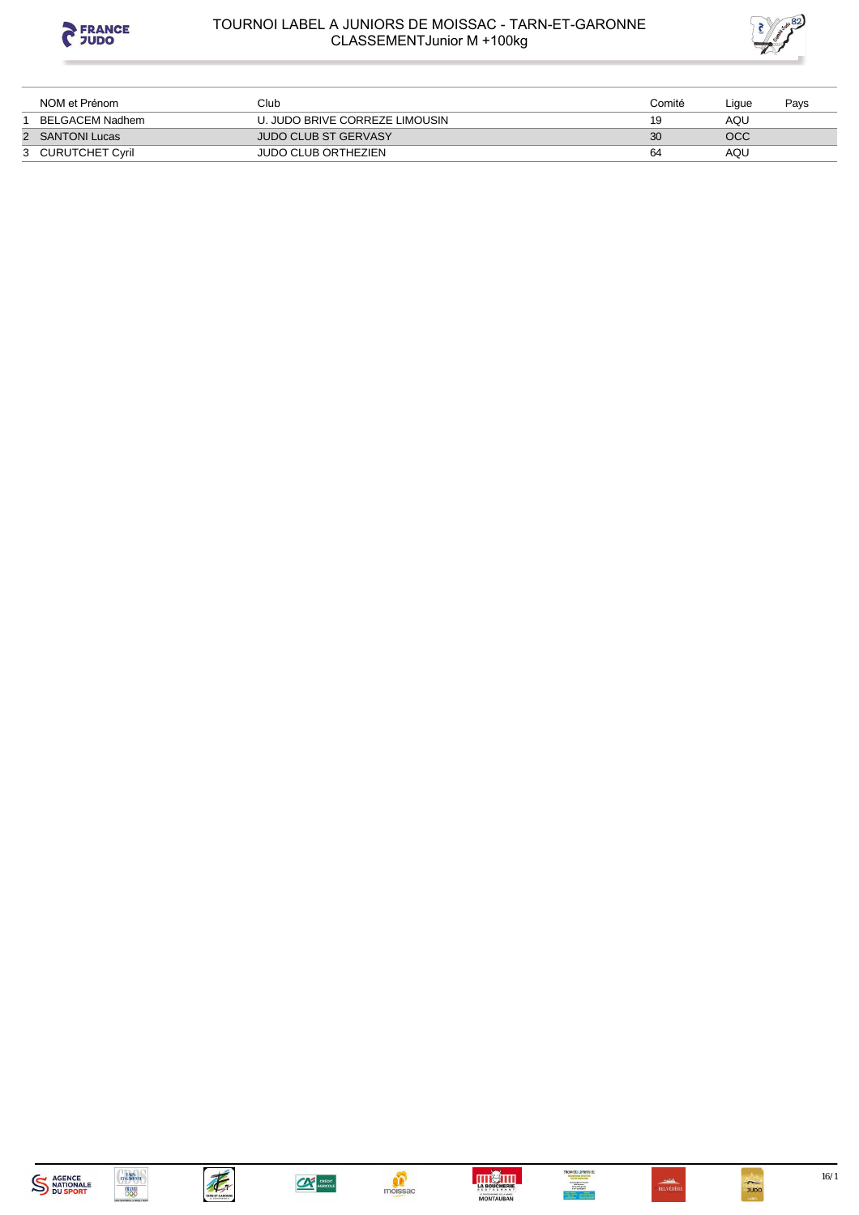# TOURNOI LABEL A JUNIORS DE MOISSAC - TARN-ET-GARONNE

## CLASSEMENTJunior M +100kg

| | NOM et Prénom | Club | Comité | Ligue | Pays |
|---|---|---|---|---|---|
| 1 | BELGACEM Nadhem | U. JUDO BRIVE CORREZE LIMOUSIN | 19 | AQU | |
| 2 | SANTONI Lucas | JUDO CLUB ST GERVASY | 30 | OCC | |
| 3 | CURUTCHET Cyril | JUDO CLUB ORTHEZIEN | 64 | AQU | |